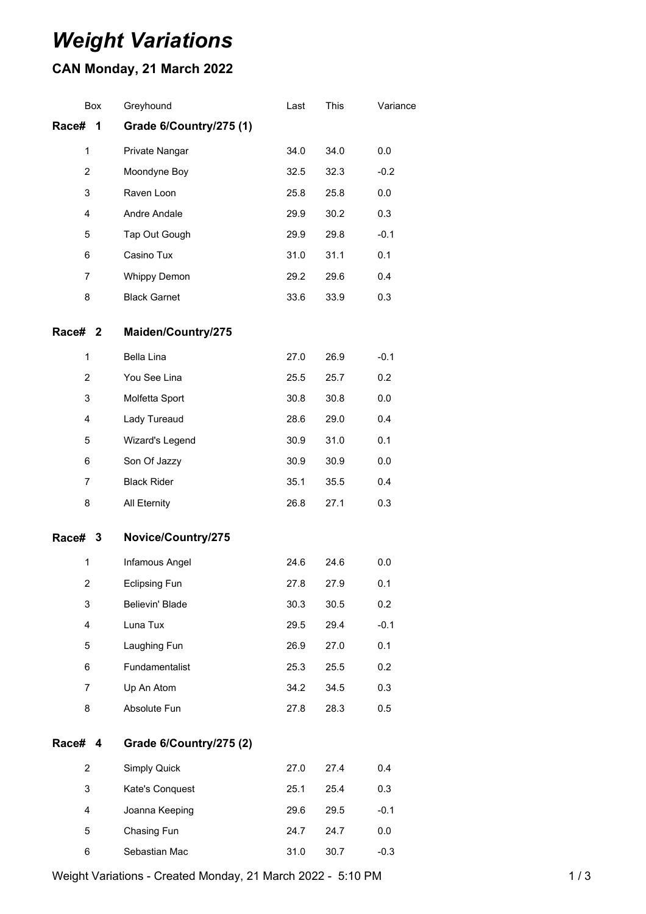# *Weight Variations*

## CAN Monday, 21 March 2022

| Box | Greyhound | Last | This | Variance |
|---|---|---|---|---|
| **Race# 1** | **Grade 6/Country/275 (1)** | | | |
| 1 | Private Nangar | 34.0 | 34.0 | 0.0 |
| 2 | Moondyne Boy | 32.5 | 32.3 | -0.2 |
| 3 | Raven Loon | 25.8 | 25.8 | 0.0 |
| 4 | Andre Andale | 29.9 | 30.2 | 0.3 |
| 5 | Tap Out Gough | 29.9 | 29.8 | -0.1 |
| 6 | Casino Tux | 31.0 | 31.1 | 0.1 |
| 7 | Whippy Demon | 29.2 | 29.6 | 0.4 |
| 8 | Black Garnet | 33.6 | 33.9 | 0.3 |
| **Race# 2** | **Maiden/Country/275** | | | |
| 1 | Bella Lina | 27.0 | 26.9 | -0.1 |
| 2 | You See Lina | 25.5 | 25.7 | 0.2 |
| 3 | Molfetta Sport | 30.8 | 30.8 | 0.0 |
| 4 | Lady Tureaud | 28.6 | 29.0 | 0.4 |
| 5 | Wizard's Legend | 30.9 | 31.0 | 0.1 |
| 6 | Son Of Jazzy | 30.9 | 30.9 | 0.0 |
| 7 | Black Rider | 35.1 | 35.5 | 0.4 |
| 8 | All Eternity | 26.8 | 27.1 | 0.3 |
| **Race# 3** | **Novice/Country/275** | | | |
| 1 | Infamous Angel | 24.6 | 24.6 | 0.0 |
| 2 | Eclipsing Fun | 27.8 | 27.9 | 0.1 |
| 3 | Believin' Blade | 30.3 | 30.5 | 0.2 |
| 4 | Luna Tux | 29.5 | 29.4 | -0.1 |
| 5 | Laughing Fun | 26.9 | 27.0 | 0.1 |
| 6 | Fundamentalist | 25.3 | 25.5 | 0.2 |
| 7 | Up An Atom | 34.2 | 34.5 | 0.3 |
| 8 | Absolute Fun | 27.8 | 28.3 | 0.5 |
| **Race# 4** | **Grade 6/Country/275 (2)** | | | |
| 2 | Simply Quick | 27.0 | 27.4 | 0.4 |
| 3 | Kate's Conquest | 25.1 | 25.4 | 0.3 |
| 4 | Joanna Keeping | 29.6 | 29.5 | -0.1 |
| 5 | Chasing Fun | 24.7 | 24.7 | 0.0 |
| 6 | Sebastian Mac | 31.0 | 30.7 | -0.3 |

Weight Variations - Created Monday, 21 March 2022 - 5:10 PM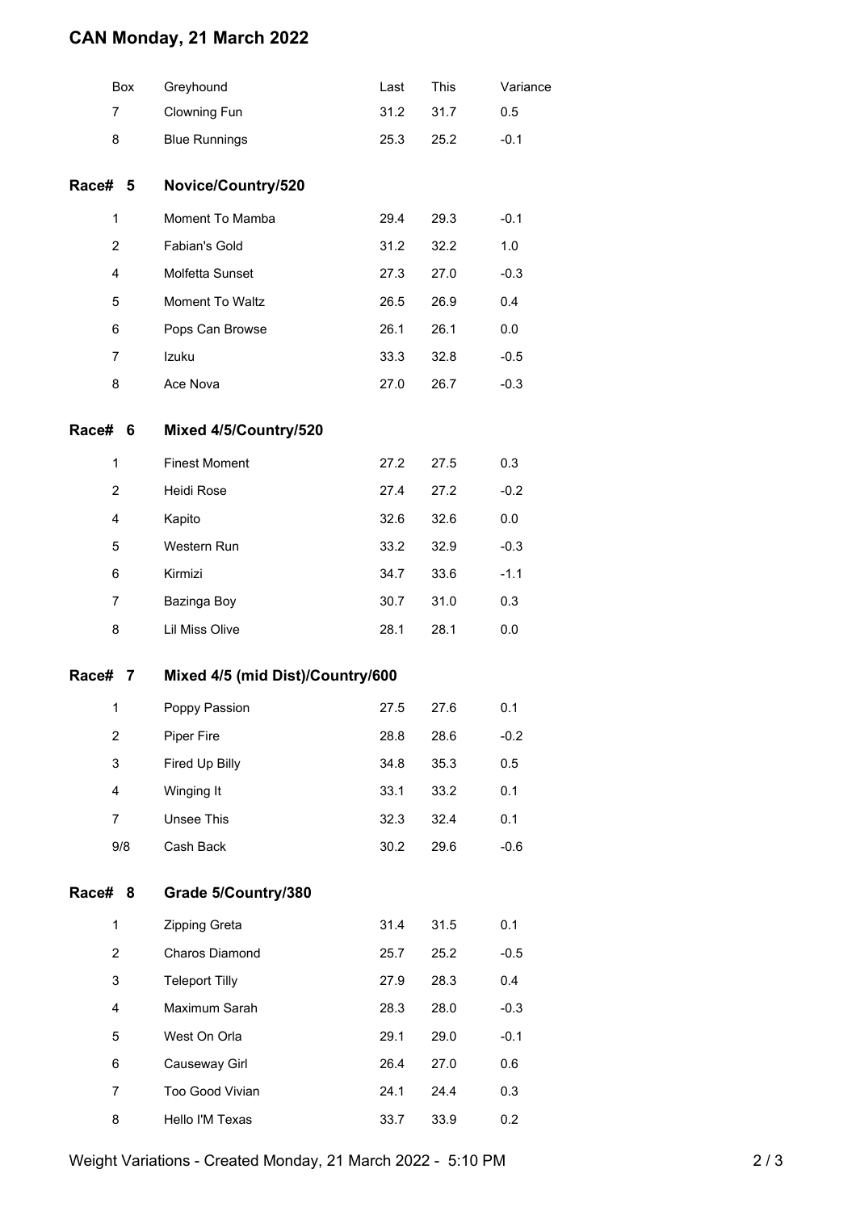# CAN Monday, 21 March 2022

| Box | Greyhound | Last | This | Variance |
|---|---|---|---|---|
| 7 | Clowning Fun | 31.2 | 31.7 | 0.5 |
| 8 | Blue Runnings | 25.3 | 25.2 | -0.1 |

## Race# 5 Novice/Country/520

| Box | Greyhound | Last | This | Variance |
|---|---|---|---|---|
| 1 | Moment To Mamba | 29.4 | 29.3 | -0.1 |
| 2 | Fabian's Gold | 31.2 | 32.2 | 1.0 |
| 4 | Molfetta Sunset | 27.3 | 27.0 | -0.3 |
| 5 | Moment To Waltz | 26.5 | 26.9 | 0.4 |
| 6 | Pops Can Browse | 26.1 | 26.1 | 0.0 |
| 7 | Izuku | 33.3 | 32.8 | -0.5 |
| 8 | Ace Nova | 27.0 | 26.7 | -0.3 |

## Race# 6 Mixed 4/5/Country/520

| Box | Greyhound | Last | This | Variance |
|---|---|---|---|---|
| 1 | Finest Moment | 27.2 | 27.5 | 0.3 |
| 2 | Heidi Rose | 27.4 | 27.2 | -0.2 |
| 4 | Kapito | 32.6 | 32.6 | 0.0 |
| 5 | Western Run | 33.2 | 32.9 | -0.3 |
| 6 | Kirmizi | 34.7 | 33.6 | -1.1 |
| 7 | Bazinga Boy | 30.7 | 31.0 | 0.3 |
| 8 | Lil Miss Olive | 28.1 | 28.1 | 0.0 |

## Race# 7 Mixed 4/5 (mid Dist)/Country/600

| Box | Greyhound | Last | This | Variance |
|---|---|---|---|---|
| 1 | Poppy Passion | 27.5 | 27.6 | 0.1 |
| 2 | Piper Fire | 28.8 | 28.6 | -0.2 |
| 3 | Fired Up Billy | 34.8 | 35.3 | 0.5 |
| 4 | Winging It | 33.1 | 33.2 | 0.1 |
| 7 | Unsee This | 32.3 | 32.4 | 0.1 |
| 9/8 | Cash Back | 30.2 | 29.6 | -0.6 |

## Race# 8 Grade 5/Country/380

| Box | Greyhound | Last | This | Variance |
|---|---|---|---|---|
| 1 | Zipping Greta | 31.4 | 31.5 | 0.1 |
| 2 | Charos Diamond | 25.7 | 25.2 | -0.5 |
| 3 | Teleport Tilly | 27.9 | 28.3 | 0.4 |
| 4 | Maximum Sarah | 28.3 | 28.0 | -0.3 |
| 5 | West On Orla | 29.1 | 29.0 | -0.1 |
| 6 | Causeway Girl | 26.4 | 27.0 | 0.6 |
| 7 | Too Good Vivian | 24.1 | 24.4 | 0.3 |
| 8 | Hello I'M Texas | 33.7 | 33.9 | 0.2 |

Weight Variations - Created Monday, 21 March 2022 - 5:10 PM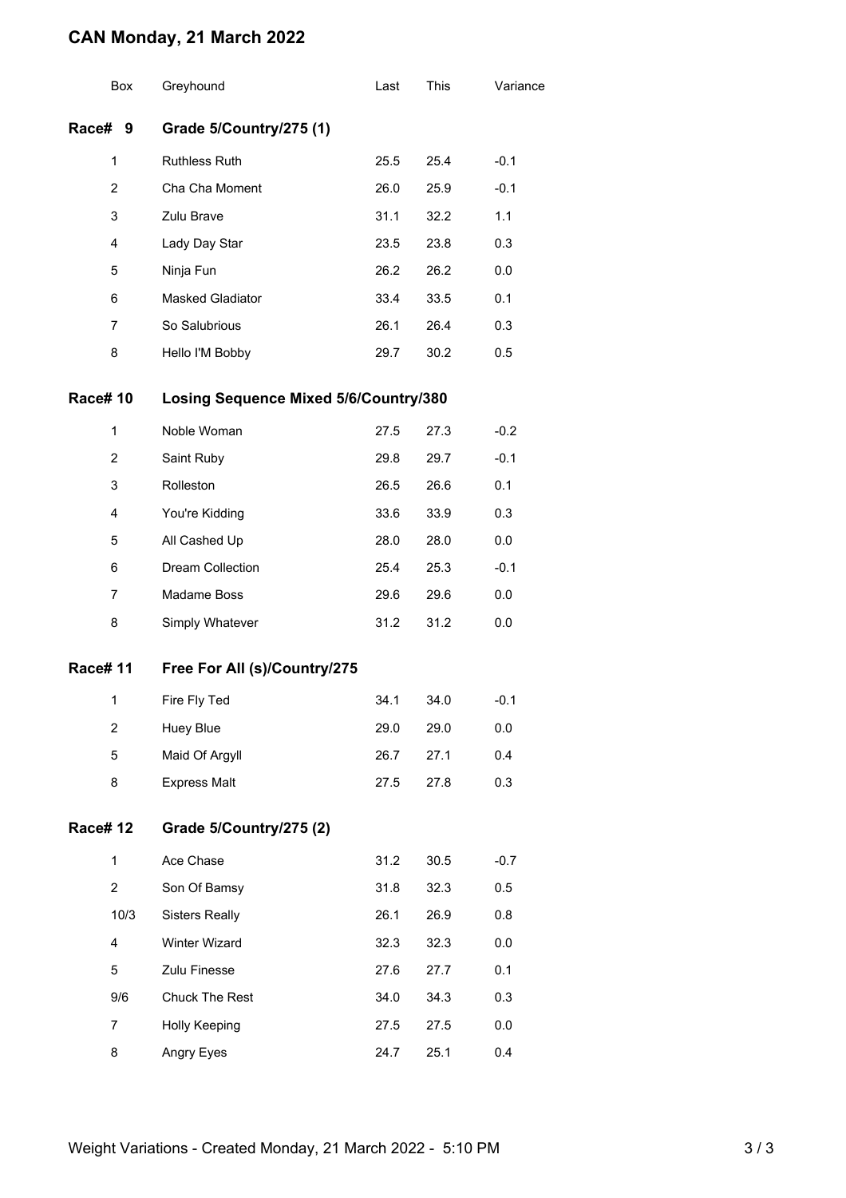# CAN Monday, 21 March 2022

| Box | Greyhound | Last | This | Variance |
|---|---|---|---|---|
| **Race# 9** | **Grade 5/Country/275 (1)** | | | |
| 1 | Ruthless Ruth | 25.5 | 25.4 | -0.1 |
| 2 | Cha Cha Moment | 26.0 | 25.9 | -0.1 |
| 3 | Zulu Brave | 31.1 | 32.2 | 1.1 |
| 4 | Lady Day Star | 23.5 | 23.8 | 0.3 |
| 5 | Ninja Fun | 26.2 | 26.2 | 0.0 |
| 6 | Masked Gladiator | 33.4 | 33.5 | 0.1 |
| 7 | So Salubrious | 26.1 | 26.4 | 0.3 |
| 8 | Hello I'M Bobby | 29.7 | 30.2 | 0.5 |
| **Race# 10** | **Losing Sequence Mixed 5/6/Country/380** | | | |
| 1 | Noble Woman | 27.5 | 27.3 | -0.2 |
| 2 | Saint Ruby | 29.8 | 29.7 | -0.1 |
| 3 | Rolleston | 26.5 | 26.6 | 0.1 |
| 4 | You're Kidding | 33.6 | 33.9 | 0.3 |
| 5 | All Cashed Up | 28.0 | 28.0 | 0.0 |
| 6 | Dream Collection | 25.4 | 25.3 | -0.1 |
| 7 | Madame Boss | 29.6 | 29.6 | 0.0 |
| 8 | Simply Whatever | 31.2 | 31.2 | 0.0 |
| **Race# 11** | **Free For All (s)/Country/275** | | | |
| 1 | Fire Fly Ted | 34.1 | 34.0 | -0.1 |
| 2 | Huey Blue | 29.0 | 29.0 | 0.0 |
| 5 | Maid Of Argyll | 26.7 | 27.1 | 0.4 |
| 8 | Express Malt | 27.5 | 27.8 | 0.3 |
| **Race# 12** | **Grade 5/Country/275 (2)** | | | |
| 1 | Ace Chase | 31.2 | 30.5 | -0.7 |
| 2 | Son Of Bamsy | 31.8 | 32.3 | 0.5 |
| 10/3 | Sisters Really | 26.1 | 26.9 | 0.8 |
| 4 | Winter Wizard | 32.3 | 32.3 | 0.0 |
| 5 | Zulu Finesse | 27.6 | 27.7 | 0.1 |
| 9/6 | Chuck The Rest | 34.0 | 34.3 | 0.3 |
| 7 | Holly Keeping | 27.5 | 27.5 | 0.0 |
| 8 | Angry Eyes | 24.7 | 25.1 | 0.4 |

Weight Variations - Created Monday, 21 March 2022 - 5:10 PM